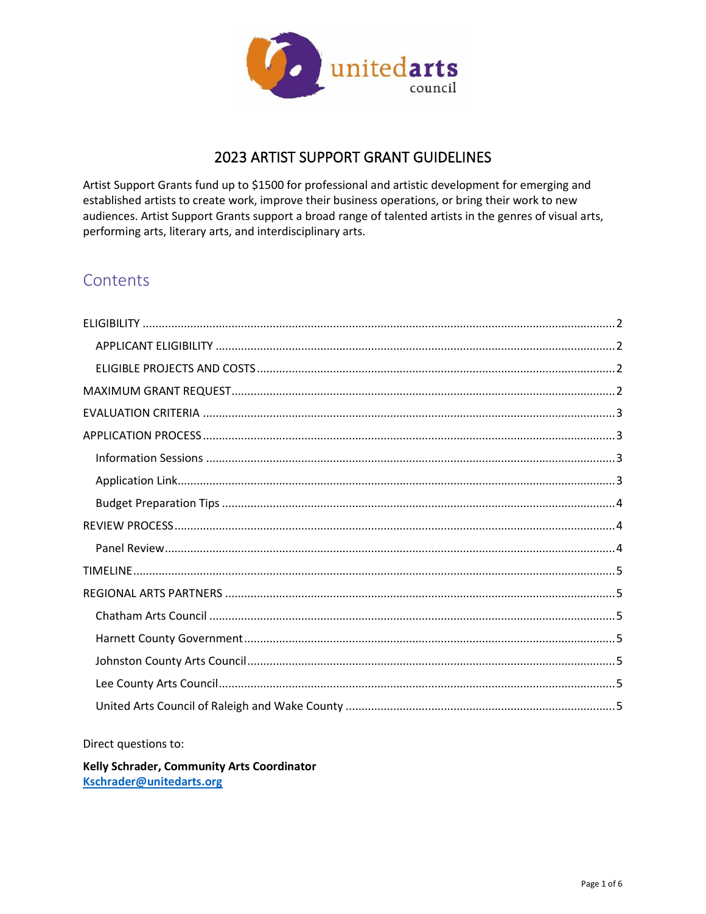# 2023 ARTIST SUPPORT GRANT GUIDELINES

Artist Support Grants fund up to $1500 for professional and artistic development for emerging and established artists to create work, improve their business operations, or bring their work to new audiences. Artist Support Grants support a broad range of talented artists in the genres of visual arts, performing arts, literary arts, and interdisciplinary arts.

## Contents

- ELIGIBILITY ........ 2
  - APPLICANT ELIGIBILITY ........ 2
  - ELIGIBLE PROJECTS AND COSTS ........ 2
- MAXIMUM GRANT REQUEST ........ 2
- EVALUATION CRITERIA ........ 3
- APPLICATION PROCESS ........ 3
  - Information Sessions ........ 3
  - Application Link ........ 3
  - Budget Preparation Tips ........ 4
- REVIEW PROCESS ........ 4
  - Panel Review ........ 4
- TIMELINE ........ 5
- REGIONAL ARTS PARTNERS ........ 5
  - Chatham Arts Council ........ 5
  - Harnett County Government ........ 5
  - Johnston County Arts Council ........ 5
  - Lee County Arts Council ........ 5
  - United Arts Council of Raleigh and Wake County ........ 5

Direct questions to:

**Kelly Schrader, Community Arts Coordinator**
**Kschrader@unitedarts.org**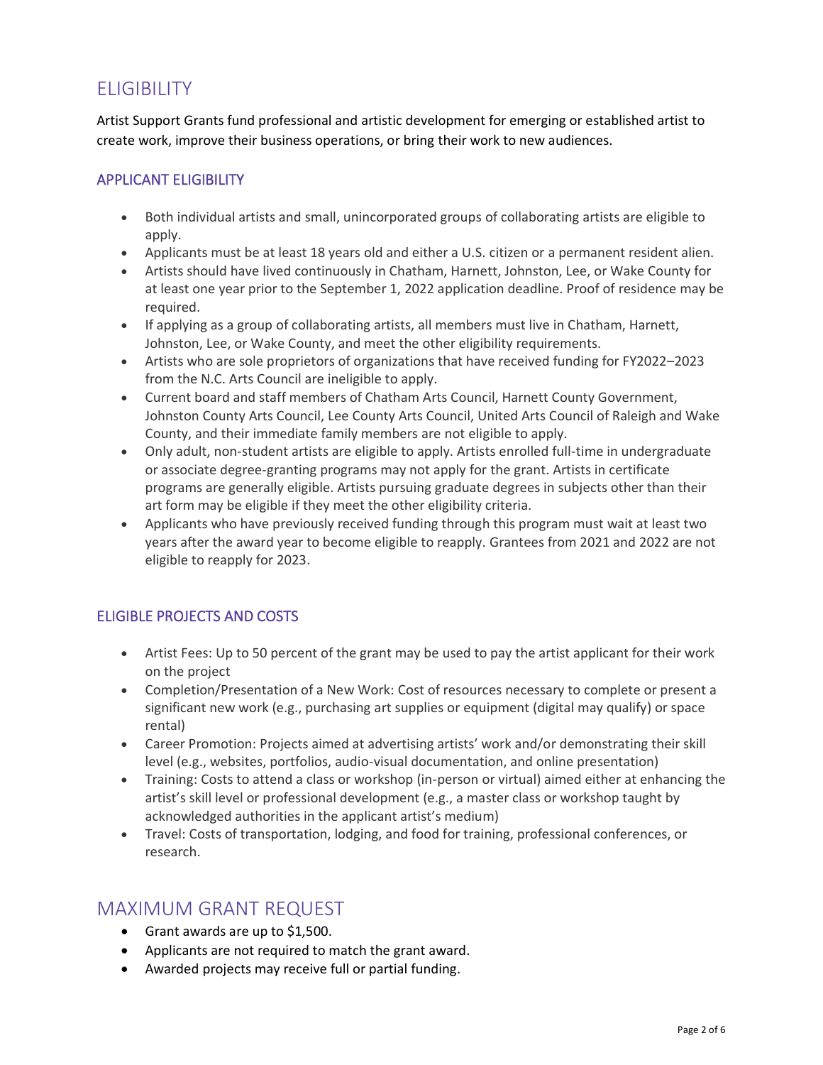# ELIGIBILITY

Artist Support Grants fund professional and artistic development for emerging or established artist to create work, improve their business operations, or bring their work to new audiences.

## APPLICANT ELIGIBILITY

- Both individual artists and small, unincorporated groups of collaborating artists are eligible to apply.
- Applicants must be at least 18 years old and either a U.S. citizen or a permanent resident alien.
- Artists should have lived continuously in Chatham, Harnett, Johnston, Lee, or Wake County for at least one year prior to the September 1, 2022 application deadline. Proof of residence may be required.
- If applying as a group of collaborating artists, all members must live in Chatham, Harnett, Johnston, Lee, or Wake County, and meet the other eligibility requirements.
- Artists who are sole proprietors of organizations that have received funding for FY2022–2023 from the N.C. Arts Council are ineligible to apply.
- Current board and staff members of Chatham Arts Council, Harnett County Government, Johnston County Arts Council, Lee County Arts Council, United Arts Council of Raleigh and Wake County, and their immediate family members are not eligible to apply.
- Only adult, non-student artists are eligible to apply. Artists enrolled full-time in undergraduate or associate degree-granting programs may not apply for the grant. Artists in certificate programs are generally eligible. Artists pursuing graduate degrees in subjects other than their art form may be eligible if they meet the other eligibility criteria.
- Applicants who have previously received funding through this program must wait at least two years after the award year to become eligible to reapply. Grantees from 2021 and 2022 are not eligible to reapply for 2023.

## ELIGIBLE PROJECTS AND COSTS

- Artist Fees: Up to 50 percent of the grant may be used to pay the artist applicant for their work on the project
- Completion/Presentation of a New Work: Cost of resources necessary to complete or present a significant new work (e.g., purchasing art supplies or equipment (digital may qualify) or space rental)
- Career Promotion: Projects aimed at advertising artists' work and/or demonstrating their skill level (e.g., websites, portfolios, audio-visual documentation, and online presentation)
- Training: Costs to attend a class or workshop (in-person or virtual) aimed either at enhancing the artist's skill level or professional development (e.g., a master class or workshop taught by acknowledged authorities in the applicant artist's medium)
- Travel: Costs of transportation, lodging, and food for training, professional conferences, or research.

# MAXIMUM GRANT REQUEST

- Grant awards are up to $1,500.
- Applicants are not required to match the grant award.
- Awarded projects may receive full or partial funding.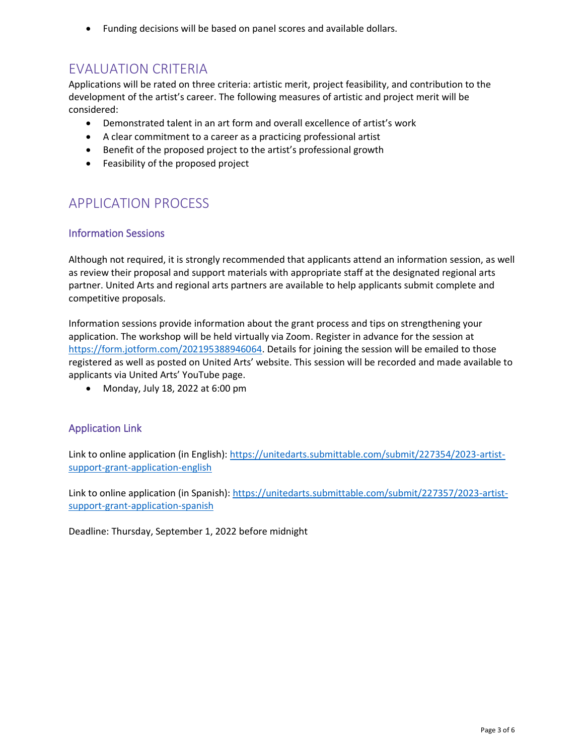- Funding decisions will be based on panel scores and available dollars.

## EVALUATION CRITERIA

Applications will be rated on three criteria: artistic merit, project feasibility, and contribution to the development of the artist's career. The following measures of artistic and project merit will be considered:

- Demonstrated talent in an art form and overall excellence of artist's work
- A clear commitment to a career as a practicing professional artist
- Benefit of the proposed project to the artist's professional growth
- Feasibility of the proposed project

## APPLICATION PROCESS

### Information Sessions

Although not required, it is strongly recommended that applicants attend an information session, as well as review their proposal and support materials with appropriate staff at the designated regional arts partner. United Arts and regional arts partners are available to help applicants submit complete and competitive proposals.

Information sessions provide information about the grant process and tips on strengthening your application. The workshop will be held virtually via Zoom. Register in advance for the session at https://form.jotform.com/202195388946064. Details for joining the session will be emailed to those registered as well as posted on United Arts' website. This session will be recorded and made available to applicants via United Arts' YouTube page.

- Monday, July 18, 2022 at 6:00 pm

### Application Link

Link to online application (in English): https://unitedarts.submittable.com/submit/227354/2023-artist-support-grant-application-english

Link to online application (in Spanish): https://unitedarts.submittable.com/submit/227357/2023-artist-support-grant-application-spanish

Deadline: Thursday, September 1, 2022 before midnight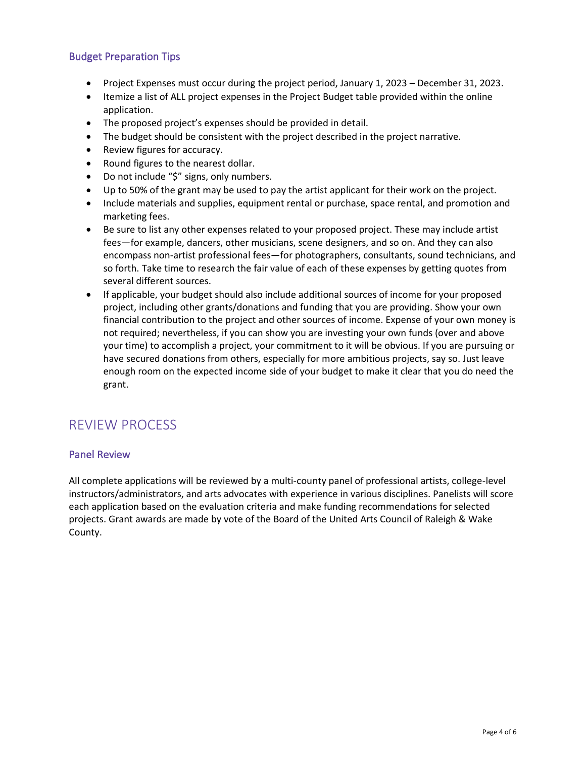### Budget Preparation Tips

- Project Expenses must occur during the project period, January 1, 2023 – December 31, 2023.
- Itemize a list of ALL project expenses in the Project Budget table provided within the online application.
- The proposed project's expenses should be provided in detail.
- The budget should be consistent with the project described in the project narrative.
- Review figures for accuracy.
- Round figures to the nearest dollar.
- Do not include "$" signs, only numbers.
- Up to 50% of the grant may be used to pay the artist applicant for their work on the project.
- Include materials and supplies, equipment rental or purchase, space rental, and promotion and marketing fees.
- Be sure to list any other expenses related to your proposed project. These may include artist fees—for example, dancers, other musicians, scene designers, and so on. And they can also encompass non-artist professional fees—for photographers, consultants, sound technicians, and so forth. Take time to research the fair value of each of these expenses by getting quotes from several different sources.
- If applicable, your budget should also include additional sources of income for your proposed project, including other grants/donations and funding that you are providing. Show your own financial contribution to the project and other sources of income. Expense of your own money is not required; nevertheless, if you can show you are investing your own funds (over and above your time) to accomplish a project, your commitment to it will be obvious. If you are pursuing or have secured donations from others, especially for more ambitious projects, say so. Just leave enough room on the expected income side of your budget to make it clear that you do need the grant.

## REVIEW PROCESS

### Panel Review

All complete applications will be reviewed by a multi-county panel of professional artists, college-level instructors/administrators, and arts advocates with experience in various disciplines. Panelists will score each application based on the evaluation criteria and make funding recommendations for selected projects. Grant awards are made by vote of the Board of the United Arts Council of Raleigh & Wake County.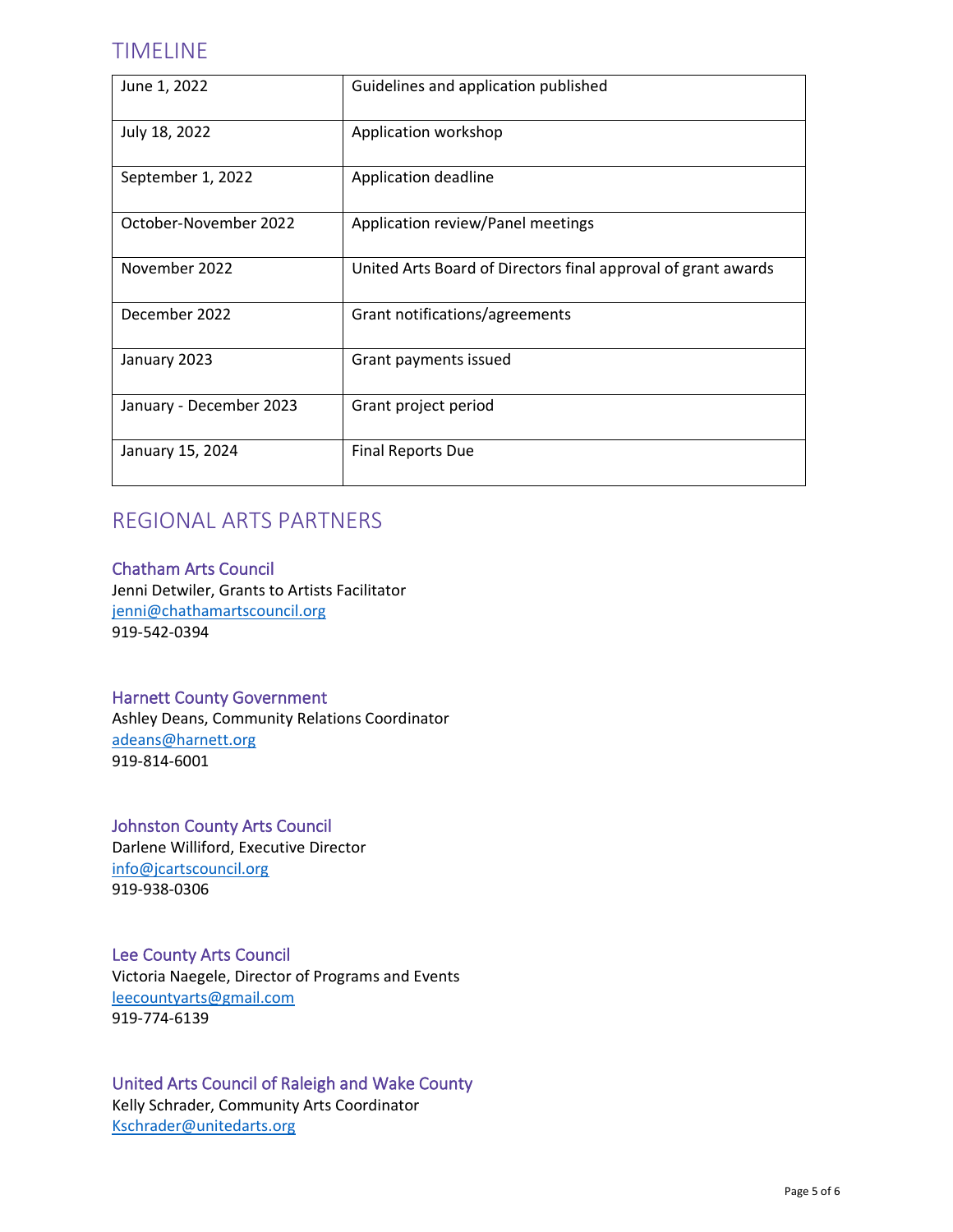## TIMELINE

| | |
|---|---|
| June 1, 2022 | Guidelines and application published |
| July 18, 2022 | Application workshop |
| September 1, 2022 | Application deadline |
| October-November 2022 | Application review/Panel meetings |
| November 2022 | United Arts Board of Directors final approval of grant awards |
| December 2022 | Grant notifications/agreements |
| January 2023 | Grant payments issued |
| January - December 2023 | Grant project period |
| January 15, 2024 | Final Reports Due |

## REGIONAL ARTS PARTNERS

### Chatham Arts Council

Jenni Detwiler, Grants to Artists Facilitator
jenni@chathamartscouncil.org
919-542-0394

### Harnett County Government

Ashley Deans, Community Relations Coordinator
adeans@harnett.org
919-814-6001

### Johnston County Arts Council

Darlene Williford, Executive Director
info@jcartscouncil.org
919-938-0306

### Lee County Arts Council

Victoria Naegele, Director of Programs and Events
leecountyarts@gmail.com
919-774-6139

### United Arts Council of Raleigh and Wake County

Kelly Schrader, Community Arts Coordinator
Kschrader@unitedarts.org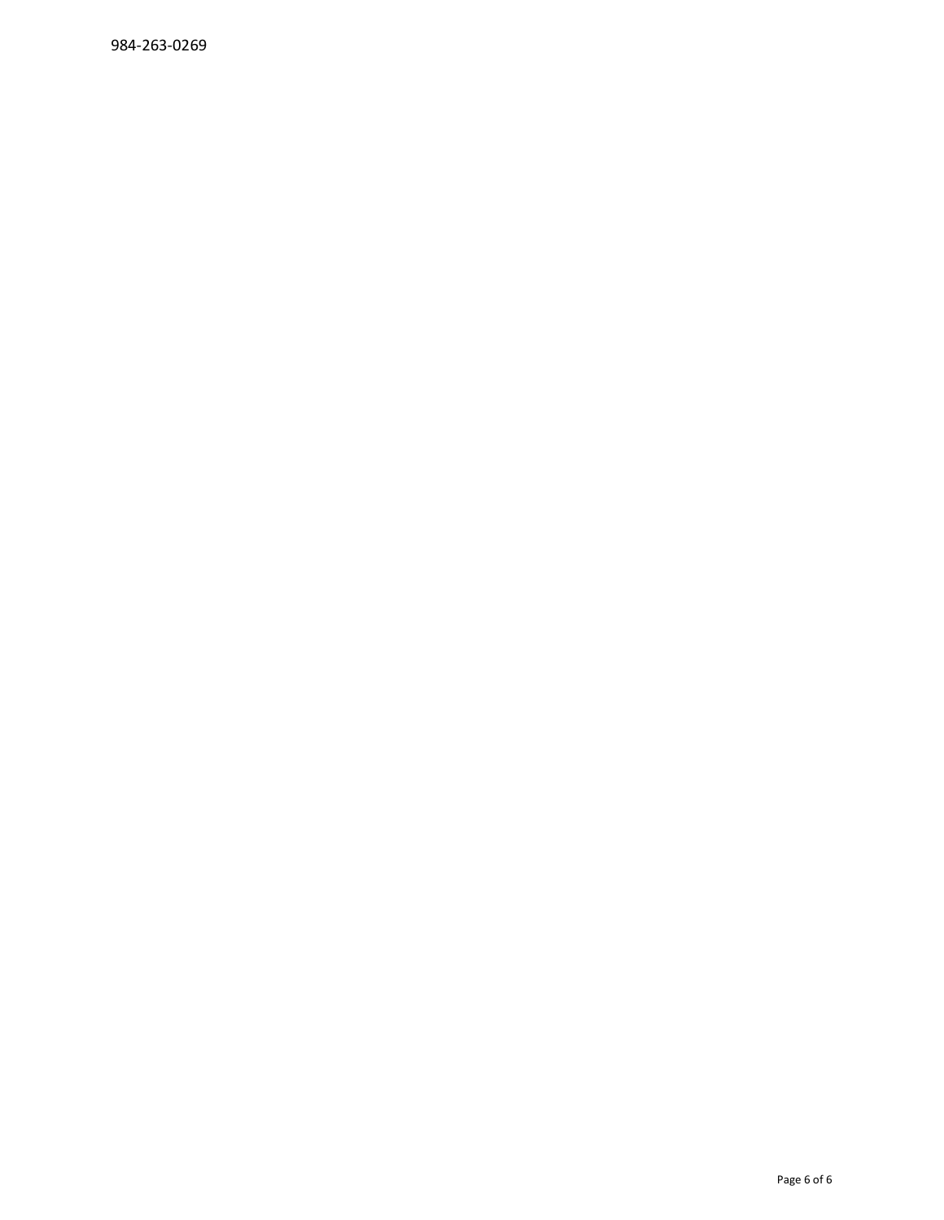984-263-0269